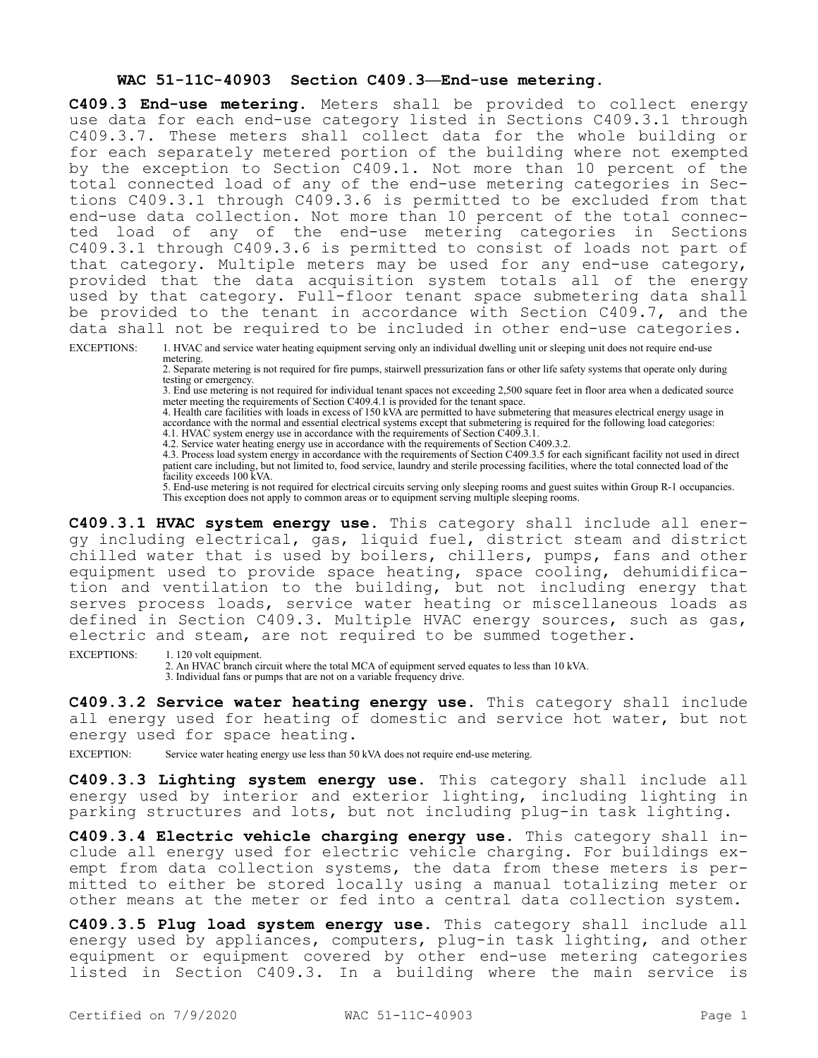# WAC 51-11C-40903 Section C409.3—End-use metering.

**C409.3 End-use metering.** Meters shall be provided to collect energy use data for each end-use category listed in Sections C409.3.1 through C409.3.7. These meters shall collect data for the whole building or for each separately metered portion of the building where not exempted by the exception to Section C409.1. Not more than 10 percent of the total connected load of any of the end-use metering categories in Sections C409.3.1 through C409.3.6 is permitted to be excluded from that end-use data collection. Not more than 10 percent of the total connected load of any of the end-use metering categories in Sections C409.3.1 through C409.3.6 is permitted to consist of loads not part of that category. Multiple meters may be used for any end-use category, provided that the data acquisition system totals all of the energy used by that category. Full-floor tenant space submetering data shall be provided to the tenant in accordance with Section C409.7, and the data shall not be required to be included in other end-use categories.

EXCEPTIONS:

1. HVAC and service water heating equipment serving only an individual dwelling unit or sleeping unit does not require end-use metering.
2. Separate metering is not required for fire pumps, stairwell pressurization fans or other life safety systems that operate only during testing or emergency.
3. End use metering is not required for individual tenant spaces not exceeding 2,500 square feet in floor area when a dedicated source meter meeting the requirements of Section C409.4.1 is provided for the tenant space.
4. Health care facilities with loads in excess of 150 kVA are permitted to have submetering that measures electrical energy usage in accordance with the normal and essential electrical systems except that submetering is required for the following load categories:
   4.1. HVAC system energy use in accordance with the requirements of Section C409.3.1.
   4.2. Service water heating energy use in accordance with the requirements of Section C409.3.2.
   4.3. Process load system energy in accordance with the requirements of Section C409.3.5 for each significant facility not used in direct patient care including, but not limited to, food service, laundry and sterile processing facilities, where the total connected load of the facility exceeds 100 kVA.
5. End-use metering is not required for electrical circuits serving only sleeping rooms and guest suites within Group R-1 occupancies. This exception does not apply to common areas or to equipment serving multiple sleeping rooms.

**C409.3.1 HVAC system energy use.** This category shall include all energy including electrical, gas, liquid fuel, district steam and district chilled water that is used by boilers, chillers, pumps, fans and other equipment used to provide space heating, space cooling, dehumidification and ventilation to the building, but not including energy that serves process loads, service water heating or miscellaneous loads as defined in Section C409.3. Multiple HVAC energy sources, such as gas, electric and steam, are not required to be summed together.

EXCEPTIONS:

1. 120 volt equipment.
2. An HVAC branch circuit where the total MCA of equipment served equates to less than 10 kVA.
3. Individual fans or pumps that are not on a variable frequency drive.

**C409.3.2 Service water heating energy use.** This category shall include all energy used for heating of domestic and service hot water, but not energy used for space heating.

EXCEPTION: Service water heating energy use less than 50 kVA does not require end-use metering.

**C409.3.3 Lighting system energy use.** This category shall include all energy used by interior and exterior lighting, including lighting in parking structures and lots, but not including plug-in task lighting.

**C409.3.4 Electric vehicle charging energy use.** This category shall include all energy used for electric vehicle charging. For buildings exempt from data collection systems, the data from these meters is permitted to either be stored locally using a manual totalizing meter or other means at the meter or fed into a central data collection system.

**C409.3.5 Plug load system energy use.** This category shall include all energy used by appliances, computers, plug-in task lighting, and other equipment or equipment covered by other end-use metering categories listed in Section C409.3. In a building where the main service is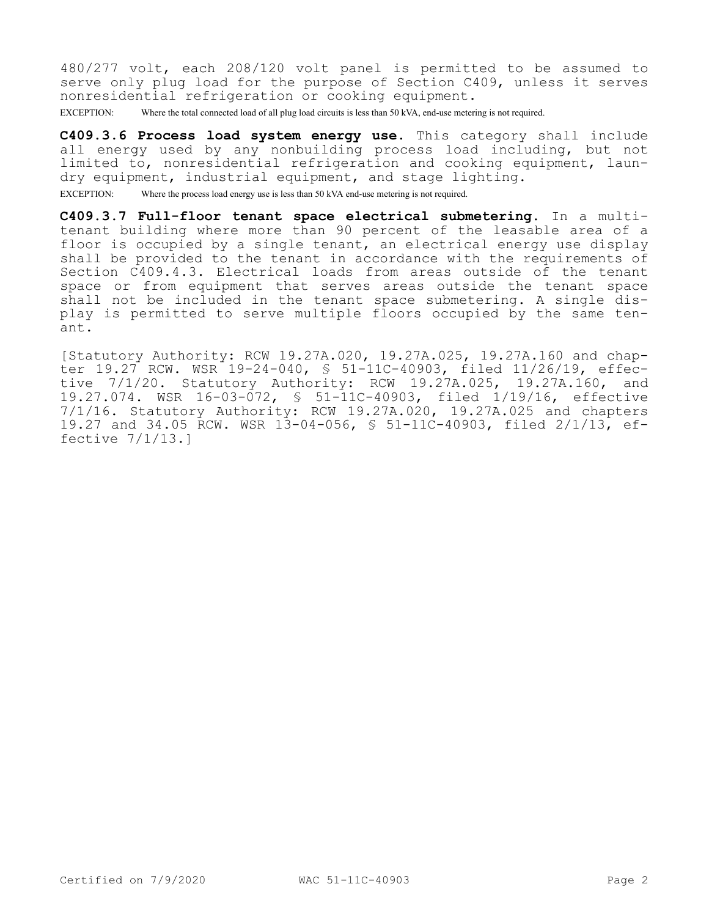480/277 volt, each 208/120 volt panel is permitted to be assumed to serve only plug load for the purpose of Section C409, unless it serves nonresidential refrigeration or cooking equipment.

EXCEPTION: Where the total connected load of all plug load circuits is less than 50 kVA, end-use metering is not required.

**C409.3.6 Process load system energy use.** This category shall include all energy used by any nonbuilding process load including, but not limited to, nonresidential refrigeration and cooking equipment, laundry equipment, industrial equipment, and stage lighting.

EXCEPTION: Where the process load energy use is less than 50 kVA end-use metering is not required.

**C409.3.7 Full-floor tenant space electrical submetering.** In a multi-tenant building where more than 90 percent of the leasable area of a floor is occupied by a single tenant, an electrical energy use display shall be provided to the tenant in accordance with the requirements of Section C409.4.3. Electrical loads from areas outside of the tenant space or from equipment that serves areas outside the tenant space shall not be included in the tenant space submetering. A single display is permitted to serve multiple floors occupied by the same tenant.

[Statutory Authority: RCW 19.27A.020, 19.27A.025, 19.27A.160 and chapter 19.27 RCW. WSR 19-24-040, § 51-11C-40903, filed 11/26/19, effective 7/1/20. Statutory Authority: RCW 19.27A.025, 19.27A.160, and 19.27.074. WSR 16-03-072, § 51-11C-40903, filed 1/19/16, effective 7/1/16. Statutory Authority: RCW 19.27A.020, 19.27A.025 and chapters 19.27 and 34.05 RCW. WSR 13-04-056, § 51-11C-40903, filed 2/1/13, effective 7/1/13.]